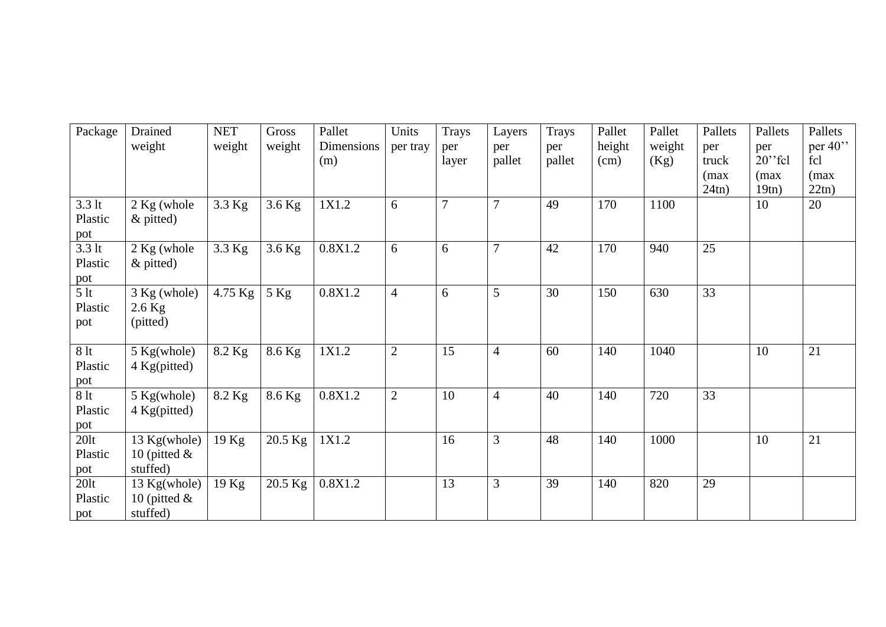| Package | Drained weight | NET weight | Gross weight | Pallet Dimensions (m) | Units per tray | Trays per layer | Layers per pallet | Trays per pallet | Pallet height (cm) | Pallet weight (Kg) | Pallets per truck (max 24tn) | Pallets per 20''fcl (max 19tn) | Pallets per 40'' fcl (max 22tn) |
|---|---|---|---|---|---|---|---|---|---|---|---|---|---|
| 3.3 lt Plastic pot | 2 Kg (whole & pitted) | 3.3 Kg | 3.6 Kg | 1X1.2 | 6 | 7 | 7 | 49 | 170 | 1100 | | 10 | 20 |
| 3.3 lt Plastic pot | 2 Kg (whole & pitted) | 3.3 Kg | 3.6 Kg | 0.8X1.2 | 6 | 6 | 7 | 42 | 170 | 940 | 25 | | |
| 5 lt Plastic pot | 3 Kg (whole) 2.6 Kg (pitted) | 4.75 Kg | 5 Kg | 0.8X1.2 | 4 | 6 | 5 | 30 | 150 | 630 | 33 | | |
| 8 lt Plastic pot | 5 Kg(whole) 4 Kg(pitted) | 8.2 Kg | 8.6 Kg | 1X1.2 | 2 | 15 | 4 | 60 | 140 | 1040 | | 10 | 21 |
| 8 lt Plastic pot | 5 Kg(whole) 4 Kg(pitted) | 8.2 Kg | 8.6 Kg | 0.8X1.2 | 2 | 10 | 4 | 40 | 140 | 720 | 33 | | |
| 20lt Plastic pot | 13 Kg(whole) 10 (pitted & stuffed) | 19 Kg | 20.5 Kg | 1X1.2 | | 16 | 3 | 48 | 140 | 1000 | | 10 | 21 |
| 20lt Plastic pot | 13 Kg(whole) 10 (pitted & stuffed) | 19 Kg | 20.5 Kg | 0.8X1.2 | | 13 | 3 | 39 | 140 | 820 | 29 | | |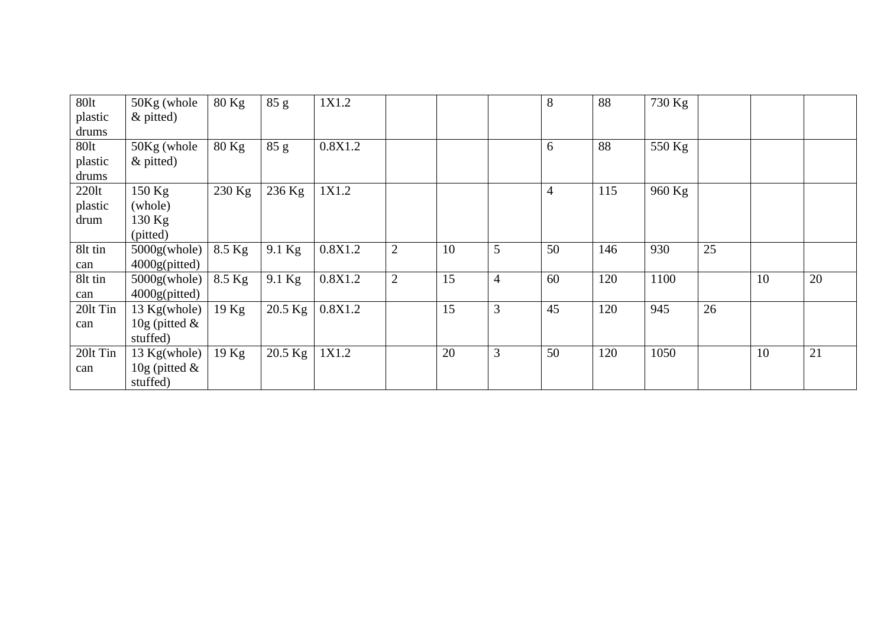| | | | | | | | | | | | | | |
|---|---|---|---|---|---|---|---|---|---|---|---|---|---|
| 80lt plastic drums | 50Kg (whole & pitted) | 80 Kg | 85 g | 1X1.2 | | | | 8 | 88 | 730 Kg | | | |
| 80lt plastic drums | 50Kg (whole & pitted) | 80 Kg | 85 g | 0.8X1.2 | | | | 6 | 88 | 550 Kg | | | |
| 220lt plastic drum | 150 Kg (whole) 130 Kg (pitted) | 230 Kg | 236 Kg | 1X1.2 | | | | 4 | 115 | 960 Kg | | | |
| 8lt tin can | 5000g(whole) 4000g(pitted) | 8.5 Kg | 9.1 Kg | 0.8X1.2 | 2 | 10 | 5 | 50 | 146 | 930 | 25 | | |
| 8lt tin can | 5000g(whole) 4000g(pitted) | 8.5 Kg | 9.1 Kg | 0.8X1.2 | 2 | 15 | 4 | 60 | 120 | 1100 | | 10 | 20 |
| 20lt Tin can | 13 Kg(whole) 10g (pitted & stuffed) | 19 Kg | 20.5 Kg | 0.8X1.2 | | 15 | 3 | 45 | 120 | 945 | 26 | | |
| 20lt Tin can | 13 Kg(whole) 10g (pitted & stuffed) | 19 Kg | 20.5 Kg | 1X1.2 | | 20 | 3 | 50 | 120 | 1050 | | 10 | 21 |